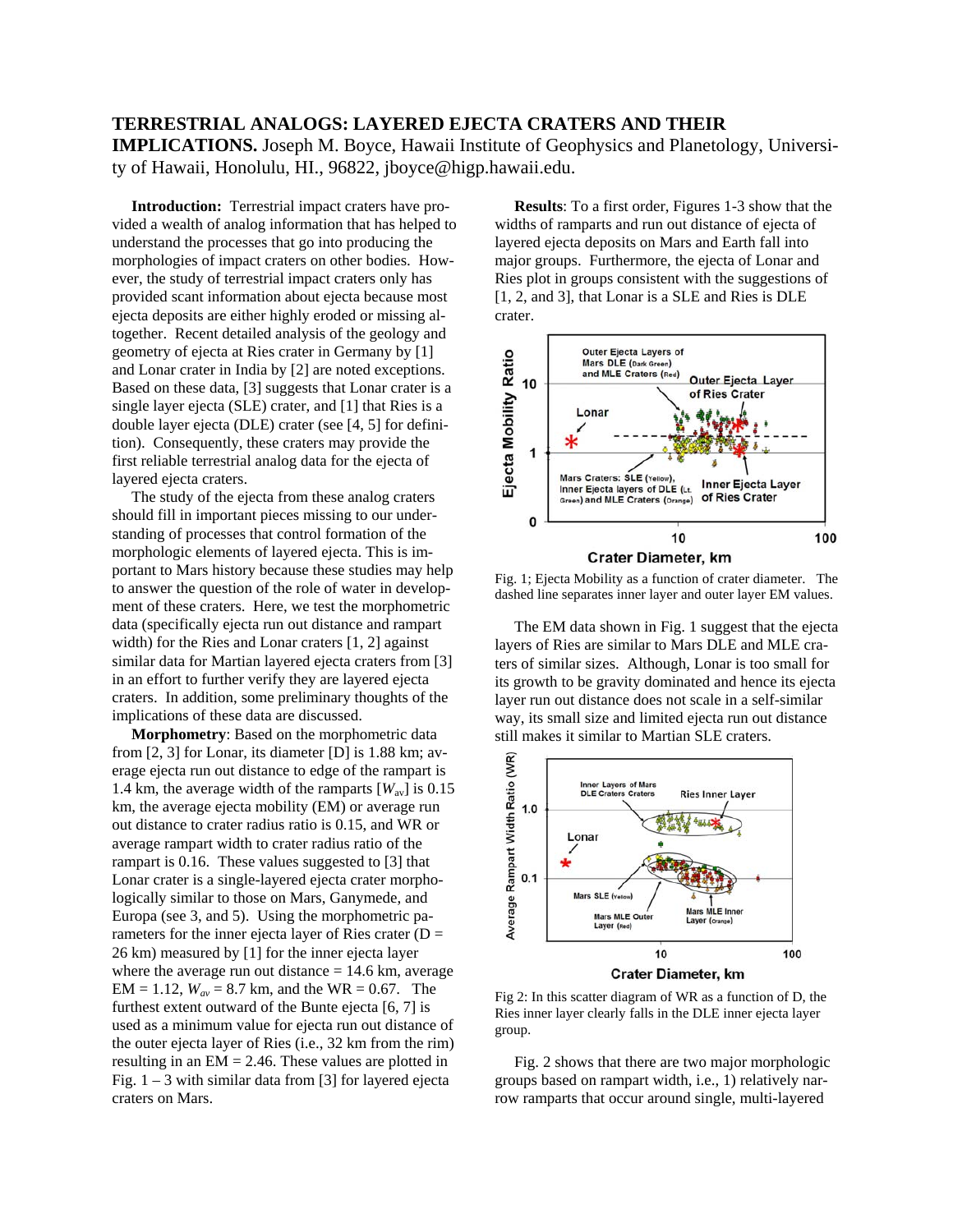# TERRESTRIAL ANALOGS: LAYERED EJECTA CRATERS AND THEIR IMPLICATIONS.

Joseph M. Boyce, Hawaii Institute of Geophysics and Planetology, University of Hawaii, Honolulu, HI., 96822, jboyce@higp.hawaii.edu.

**Introduction:** Terrestrial impact craters have provided a wealth of analog information that has helped to understand the processes that go into producing the morphologies of impact craters on other bodies. However, the study of terrestrial impact craters only has provided scant information about ejecta because most ejecta deposits are either highly eroded or missing altogether. Recent detailed analysis of the geology and geometry of ejecta at Ries crater in Germany by [1] and Lonar crater in India by [2] are noted exceptions. Based on these data, [3] suggests that Lonar crater is a single layer ejecta (SLE) crater, and [1] that Ries is a double layer ejecta (DLE) crater (see [4, 5] for definition). Consequently, these craters may provide the first reliable terrestrial analog data for the ejecta of layered ejecta craters.

The study of the ejecta from these analog craters should fill in important pieces missing to our understanding of processes that control formation of the morphologic elements of layered ejecta. This is important to Mars history because these studies may help to answer the question of the role of water in development of these craters. Here, we test the morphometric data (specifically ejecta run out distance and rampart width) for the Ries and Lonar craters [1, 2] against similar data for Martian layered ejecta craters from [3] in an effort to further verify they are layered ejecta craters. In addition, some preliminary thoughts of the implications of these data are discussed.

**Morphometry**: Based on the morphometric data from [2, 3] for Lonar, its diameter [D] is 1.88 km; average ejecta run out distance to edge of the rampart is 1.4 km, the average width of the ramparts [$W_{av}$] is 0.15 km, the average ejecta mobility (EM) or average run out distance to crater radius ratio is 0.15, and WR or average rampart width to crater radius ratio of the rampart is 0.16. These values suggested to [3] that Lonar crater is a single-layered ejecta crater morphologically similar to those on Mars, Ganymede, and Europa (see 3, and 5). Using the morphometric parameters for the inner ejecta layer of Ries crater (D = 26 km) measured by [1] for the inner ejecta layer where the average run out distance = 14.6 km, average EM = 1.12, $W_{av}$ = 8.7 km, and the WR = 0.67. The furthest extent outward of the Bunte ejecta [6, 7] is used as a minimum value for ejecta run out distance of the outer ejecta layer of Ries (i.e., 32 km from the rim) resulting in an EM = 2.46. These values are plotted in Fig. 1 – 3 with similar data from [3] for layered ejecta craters on Mars.

**Results**: To a first order, Figures 1-3 show that the widths of ramparts and run out distance of ejecta of layered ejecta deposits on Mars and Earth fall into major groups. Furthermore, the ejecta of Lonar and Ries plot in groups consistent with the suggestions of [1, 2, and 3], that Lonar is a SLE and Ries is DLE crater.

Fig. 1; Ejecta Mobility as a function of crater diameter. The dashed line separates inner layer and outer layer EM values.

The EM data shown in Fig. 1 suggest that the ejecta layers of Ries are similar to Mars DLE and MLE craters of similar sizes. Although, Lonar is too small for its growth to be gravity dominated and hence its ejecta layer run out distance does not scale in a self-similar way, its small size and limited ejecta run out distance still makes it similar to Martian SLE craters.

Fig 2: In this scatter diagram of WR as a function of D, the Ries inner layer clearly falls in the DLE inner ejecta layer group.

Fig. 2 shows that there are two major morphologic groups based on rampart width, i.e., 1) relatively narrow ramparts that occur around single, multi-layered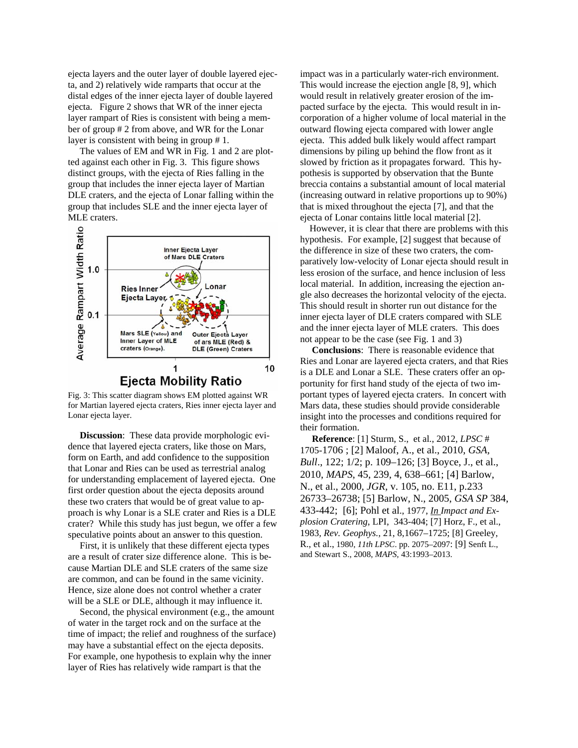ejecta layers and the outer layer of double layered ejecta, and 2) relatively wide ramparts that occur at the distal edges of the inner ejecta layer of double layered ejecta. Figure 2 shows that WR of the inner ejecta layer rampart of Ries is consistent with being a member of group # 2 from above, and WR for the Lonar layer is consistent with being in group # 1.

The values of EM and WR in Fig. 1 and 2 are plotted against each other in Fig. 3. This figure shows distinct groups, with the ejecta of Ries falling in the group that includes the inner ejecta layer of Martian DLE craters, and the ejecta of Lonar falling within the group that includes SLE and the inner ejecta layer of MLE craters.

Average Rampart Width Ratio

1.0

0.1

Inner Ejecta Layer of Mars DLE Craters

Ries Inner Ejecta Layer

Lonar

Mars SLE (Yellow) and Inner Layer of MLE craters (Orange).

Outer Ejecta Layer of ars MLE (Red) & DLE (Green) Craters

1

10

Ejecta Mobility Ratio

Fig. 3: This scatter diagram shows EM plotted against WR for Martian layered ejecta craters, Ries inner ejecta layer and Lonar ejecta layer.

**Discussion**: These data provide morphologic evidence that layered ejecta craters, like those on Mars, form on Earth, and add confidence to the supposition that Lonar and Ries can be used as terrestrial analog for understanding emplacement of layered ejecta. One first order question about the ejecta deposits around these two craters that would be of great value to approach is why Lonar is a SLE crater and Ries is a DLE crater? While this study has just begun, we offer a few speculative points about an answer to this question.

First, it is unlikely that these different ejecta types are a result of crater size difference alone. This is because Martian DLE and SLE craters of the same size are common, and can be found in the same vicinity. Hence, size alone does not control whether a crater will be a SLE or DLE, although it may influence it.

Second, the physical environment (e.g., the amount of water in the target rock and on the surface at the time of impact; the relief and roughness of the surface) may have a substantial effect on the ejecta deposits. For example, one hypothesis to explain why the inner layer of Ries has relatively wide rampart is that the impact was in a particularly water-rich environment. This would increase the ejection angle [8, 9], which would result in relatively greater erosion of the impacted surface by the ejecta. This would result in incorporation of a higher volume of local material in the outward flowing ejecta compared with lower angle ejecta. This added bulk likely would affect rampart dimensions by piling up behind the flow front as it slowed by friction as it propagates forward. This hypothesis is supported by observation that the Bunte breccia contains a substantial amount of local material (increasing outward in relative proportions up to 90%) that is mixed throughout the ejecta [7], and that the ejecta of Lonar contains little local material [2].

However, it is clear that there are problems with this hypothesis. For example, [2] suggest that because of the difference in size of these two craters, the comparatively low-velocity of Lonar ejecta should result in less erosion of the surface, and hence inclusion of less local material. In addition, increasing the ejection angle also decreases the horizontal velocity of the ejecta. This should result in shorter run out distance for the inner ejecta layer of DLE craters compared with SLE and the inner ejecta layer of MLE craters. This does not appear to be the case (see Fig. 1 and 3)

**Conclusions**: There is reasonable evidence that Ries and Lonar are layered ejecta craters, and that Ries is a DLE and Lonar a SLE. These craters offer an opportunity for first hand study of the ejecta of two important types of layered ejecta craters. In concert with Mars data, these studies should provide considerable insight into the processes and conditions required for their formation.

**Reference**: [1] Sturm, S., et al., 2012, *LPSC* # 1705-1706 ; [2] Maloof, A., et al., 2010, *GSA, Bull*., 122; 1/2; p. 109–126; [3] Boyce, J., et al., 2010, *MAPS*, 45, 239, 4, 638–661; [4] Barlow, N., et al., 2000, *JGR*, v. 105, no. E11, p.233 26733–26738; [5] Barlow, N., 2005, *GSA SP* 384, 433-442; [6]; Pohl et al., 1977, *In Impact and Explosion Cratering*, LPI, 343-404; [7] Horz, F., et al., 1983, *Rev. Geophys.*, 21, 8,1667–1725; [8] Greeley, R., et al., 1980, *11th LPSC*. pp. 2075–2097: [9] Senft L., and Stewart S., 2008, *MAPS*, 43:1993–2013.